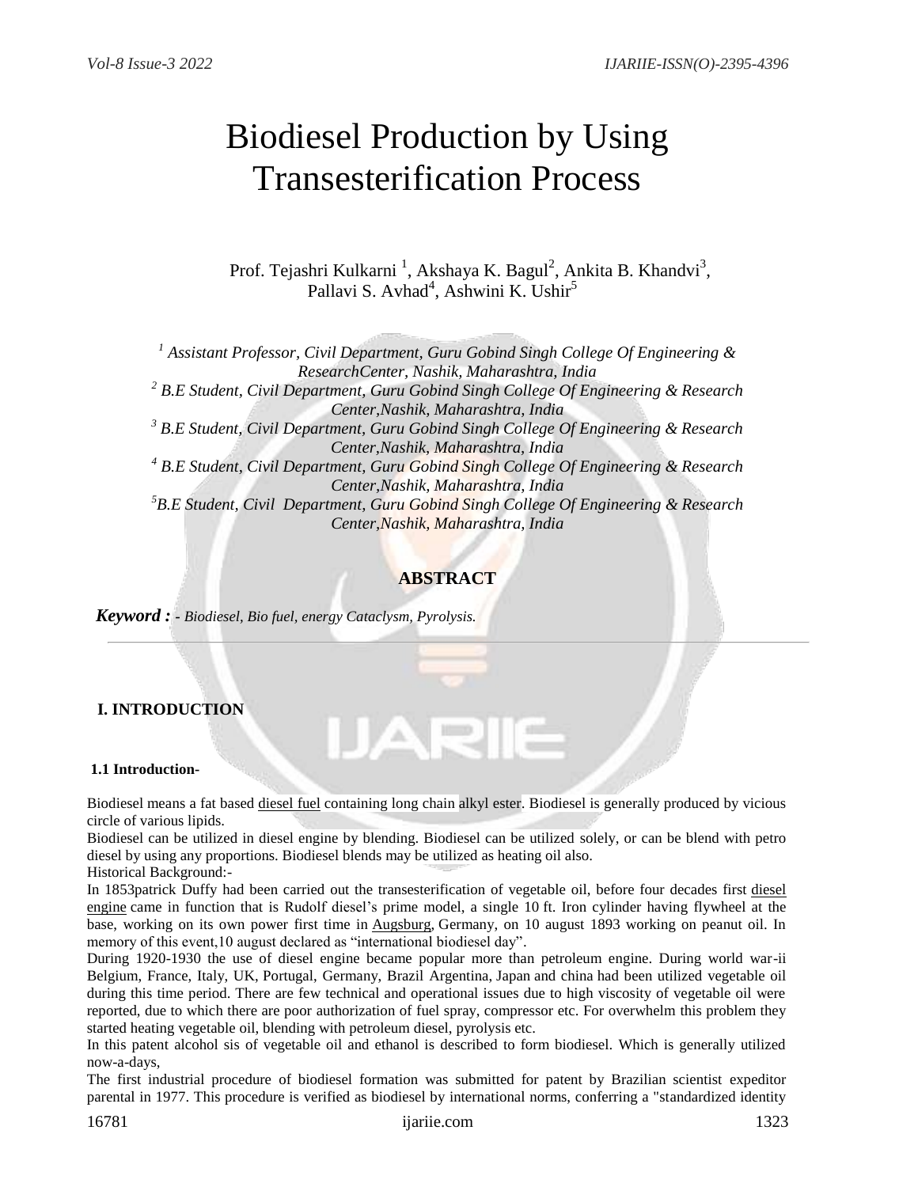# Biodiesel Production by Using Transesterification Process

Prof. Tejashri Kulkarni [1], Akshaya K. Bagul[2], Ankita B. Khandvi[3], Pallavi S. Avhad[4], Ashwini K. Ushir[5]

*[1] Assistant Professor, Civil Department, Guru Gobind Singh College Of Engineering & ResearchCenter, Nashik, Maharashtra, India*
*[2] B.E Student, Civil Department, Guru Gobind Singh College Of Engineering & Research Center,Nashik, Maharashtra, India*
*[3] B.E Student, Civil Department, Guru Gobind Singh College Of Engineering & Research Center,Nashik, Maharashtra, India*
*[4] B.E Student, Civil Department, Guru Gobind Singh College Of Engineering & Research Center,Nashik, Maharashtra, India*
*[5]B.E Student, Civil Department, Guru Gobind Singh College Of Engineering & Research Center,Nashik, Maharashtra, India*

## ABSTRACT

***Keyword :*** *- Biodiesel, Bio fuel, energy Cataclysm, Pyrolysis.*

---

## I. INTRODUCTION

### 1.1 Introduction-

Biodiesel means a fat based diesel fuel containing long chain alkyl ester. Biodiesel is generally produced by vicious circle of various lipids.

Biodiesel can be utilized in diesel engine by blending. Biodiesel can be utilized solely, or can be blend with petro diesel by using any proportions. Biodiesel blends may be utilized as heating oil also.

Historical Background:-

In 1853patrick Duffy had been carried out the transesterification of vegetable oil, before four decades first diesel engine came in function that is Rudolf diesel's prime model, a single 10 ft. Iron cylinder having flywheel at the base, working on its own power first time in Augsburg, Germany, on 10 august 1893 working on peanut oil. In memory of this event,10 august declared as "international biodiesel day".

During 1920-1930 the use of diesel engine became popular more than petroleum engine. During world war-ii Belgium, France, Italy, UK, Portugal, Germany, Brazil Argentina, Japan and china had been utilized vegetable oil during this time period. There are few technical and operational issues due to high viscosity of vegetable oil were reported, due to which there are poor authorization of fuel spray, compressor etc. For overwhelm this problem they started heating vegetable oil, blending with petroleum diesel, pyrolysis etc.

In this patent alcohol sis of vegetable oil and ethanol is described to form biodiesel. Which is generally utilized now-a-days,

The first industrial procedure of biodiesel formation was submitted for patent by Brazilian scientist expeditor parental in 1977. This procedure is verified as biodiesel by international norms, conferring a "standardized identity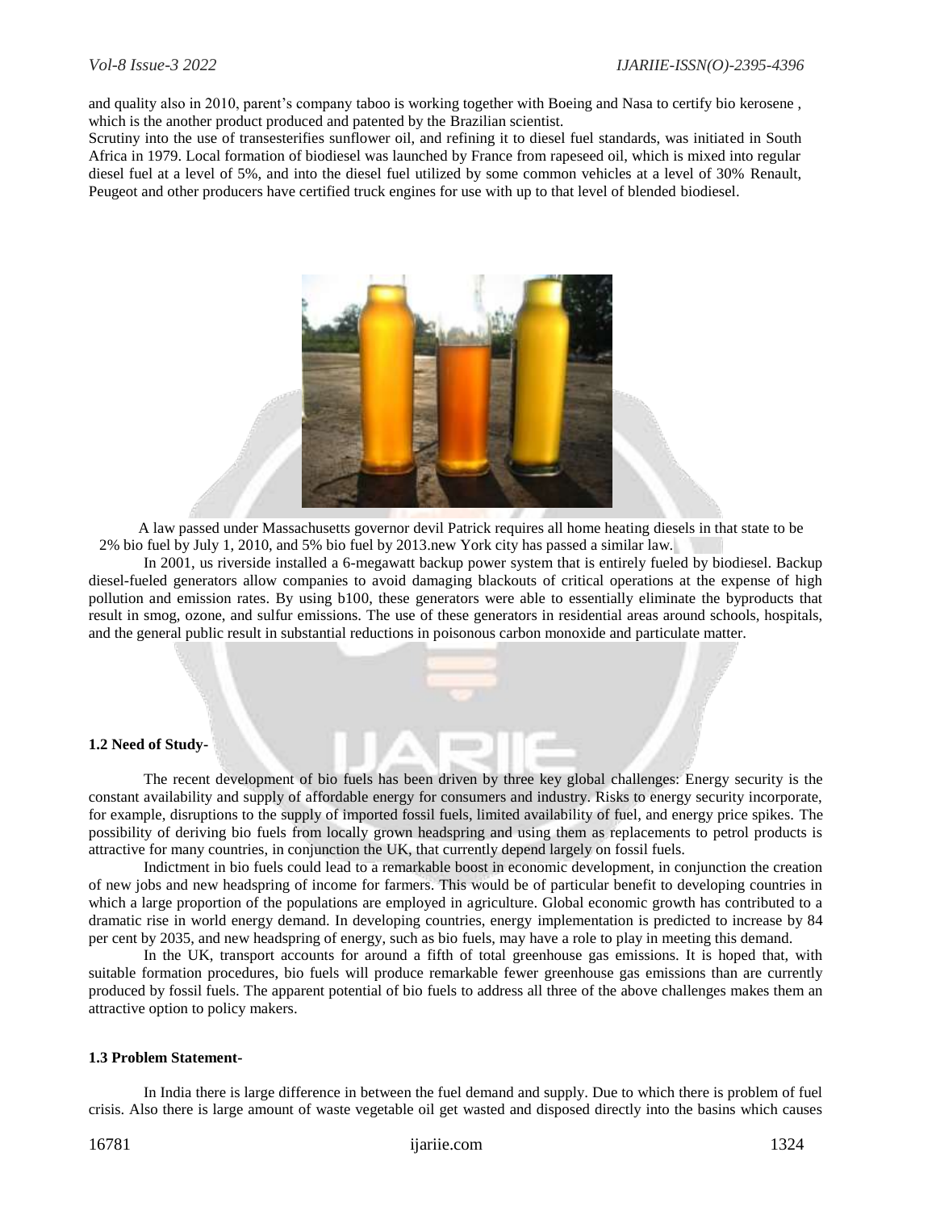and quality also in 2010, parent's company taboo is working together with Boeing and Nasa to certify bio kerosene , which is the another product produced and patented by the Brazilian scientist.

Scrutiny into the use of transesterifies sunflower oil, and refining it to diesel fuel standards, was initiated in South Africa in 1979. Local formation of biodiesel was launched by France from rapeseed oil, which is mixed into regular diesel fuel at a level of 5%, and into the diesel fuel utilized by some common vehicles at a level of 30% Renault, Peugeot and other producers have certified truck engines for use with up to that level of blended biodiesel.

A law passed under Massachusetts governor devil Patrick requires all home heating diesels in that state to be 2% bio fuel by July 1, 2010, and 5% bio fuel by 2013.new York city has passed a similar law.

In 2001, us riverside installed a 6-megawatt backup power system that is entirely fueled by biodiesel. Backup diesel-fueled generators allow companies to avoid damaging blackouts of critical operations at the expense of high pollution and emission rates. By using b100, these generators were able to essentially eliminate the byproducts that result in smog, ozone, and sulfur emissions. The use of these generators in residential areas around schools, hospitals, and the general public result in substantial reductions in poisonous carbon monoxide and particulate matter.

### 1.2 Need of Study-

The recent development of bio fuels has been driven by three key global challenges: Energy security is the constant availability and supply of affordable energy for consumers and industry. Risks to energy security incorporate, for example, disruptions to the supply of imported fossil fuels, limited availability of fuel, and energy price spikes. The possibility of deriving bio fuels from locally grown headspring and using them as replacements to petrol products is attractive for many countries, in conjunction the UK, that currently depend largely on fossil fuels.

Indictment in bio fuels could lead to a remarkable boost in economic development, in conjunction the creation of new jobs and new headspring of income for farmers. This would be of particular benefit to developing countries in which a large proportion of the populations are employed in agriculture. Global economic growth has contributed to a dramatic rise in world energy demand. In developing countries, energy implementation is predicted to increase by 84 per cent by 2035, and new headspring of energy, such as bio fuels, may have a role to play in meeting this demand.

In the UK, transport accounts for around a fifth of total greenhouse gas emissions. It is hoped that, with suitable formation procedures, bio fuels will produce remarkable fewer greenhouse gas emissions than are currently produced by fossil fuels. The apparent potential of bio fuels to address all three of the above challenges makes them an attractive option to policy makers.

### 1.3 Problem Statement-

In India there is large difference in between the fuel demand and supply. Due to which there is problem of fuel crisis. Also there is large amount of waste vegetable oil get wasted and disposed directly into the basins which causes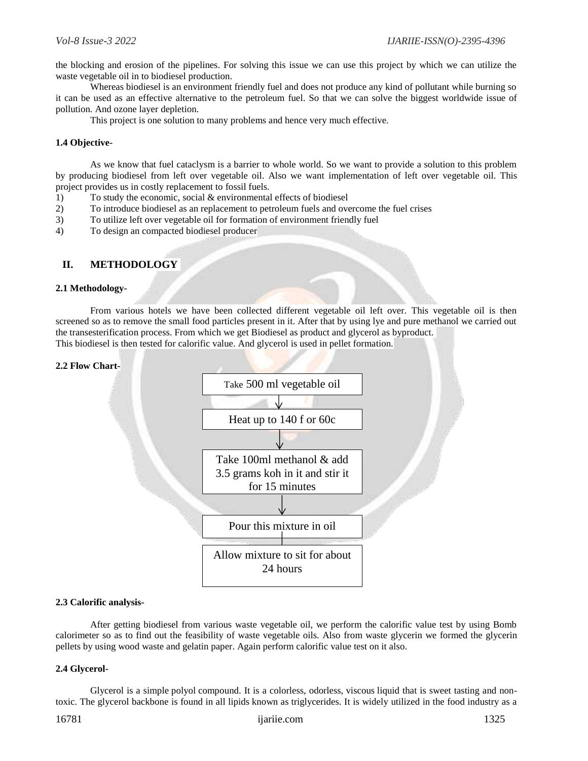the blocking and erosion of the pipelines. For solving this issue we can use this project by which we can utilize the waste vegetable oil in to biodiesel production.

Whereas biodiesel is an environment friendly fuel and does not produce any kind of pollutant while burning so it can be used as an effective alternative to the petroleum fuel. So that we can solve the biggest worldwide issue of pollution. And ozone layer depletion.

This project is one solution to many problems and hence very much effective.

### 1.4 Objective-

As we know that fuel cataclysm is a barrier to whole world. So we want to provide a solution to this problem by producing biodiesel from left over vegetable oil. Also we want implementation of left over vegetable oil. This project provides us in costly replacement to fossil fuels.

1) To study the economic, social & environmental effects of biodiesel
2) To introduce biodiesel as an replacement to petroleum fuels and overcome the fuel crises
3) To utilize left over vegetable oil for formation of environment friendly fuel
4) To design an compacted biodiesel producer

## II. METHODOLOGY

### 2.1 Methodology-

From various hotels we have been collected different vegetable oil left over. This vegetable oil is then screened so as to remove the small food particles present in it. After that by using lye and pure methanol we carried out the transesterification process. From which we get Biodiesel as product and glycerol as byproduct.
This biodiesel is then tested for calorific value. And glycerol is used in pellet formation.

### 2.2 Flow Chart-

Take 500 ml vegetable oil

↓

Heat up to 140 f or 60c

↓

Take 100ml methanol & add 3.5 grams koh in it and stir it for 15 minutes

↓

Pour this mixture in oil

↓

Allow mixture to sit for about 24 hours

### 2.3 Calorific analysis-

After getting biodiesel from various waste vegetable oil, we perform the calorific value test by using Bomb calorimeter so as to find out the feasibility of waste vegetable oils. Also from waste glycerin we formed the glycerin pellets by using wood waste and gelatin paper. Again perform calorific value test on it also.

### 2.4 Glycerol-

Glycerol is a simple polyol compound. It is a colorless, odorless, viscous liquid that is sweet tasting and non-toxic. The glycerol backbone is found in all lipids known as triglycerides. It is widely utilized in the food industry as a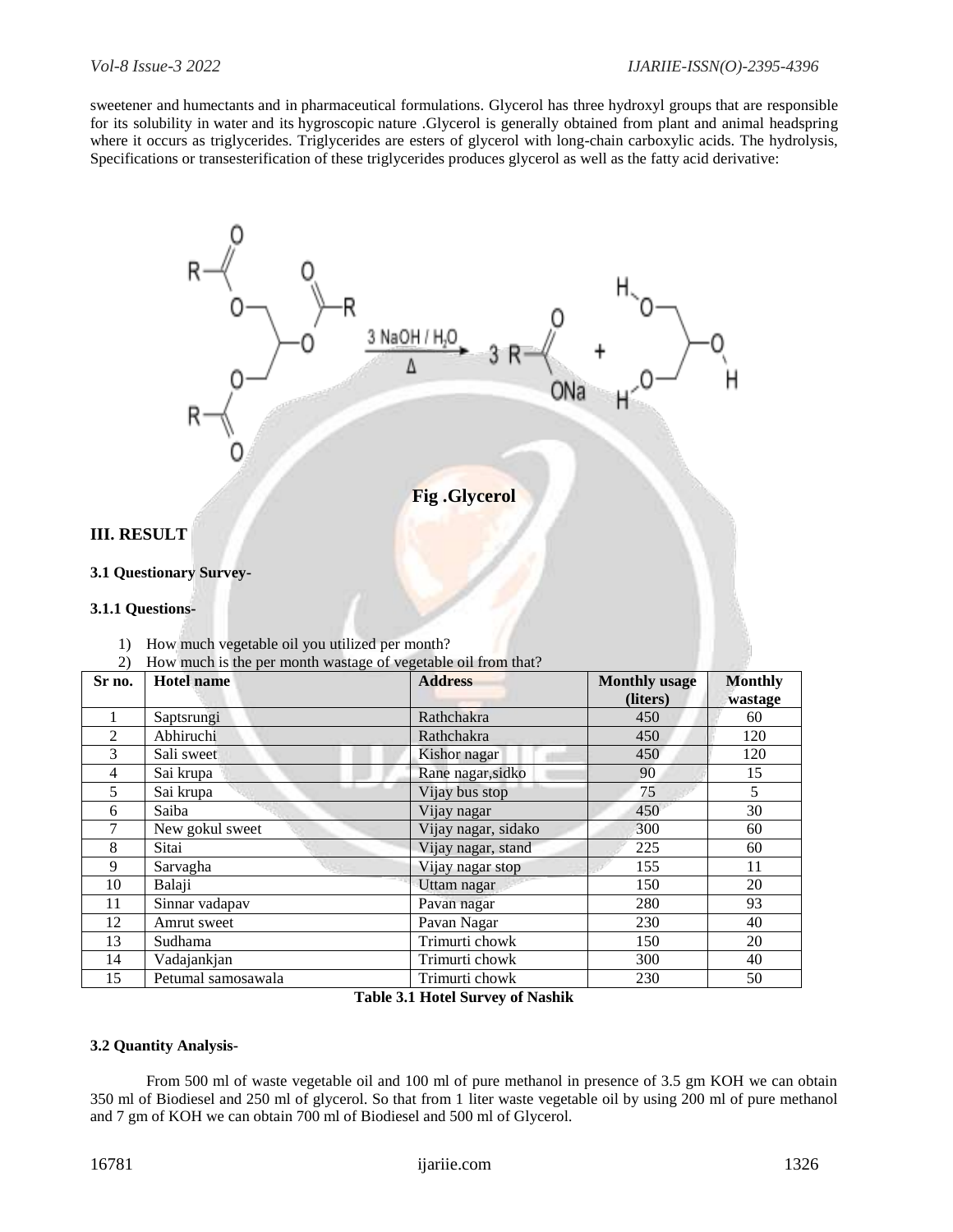sweetener and humectants and in pharmaceutical formulations. Glycerol has three hydroxyl groups that are responsible for its solubility in water and its hygroscopic nature .Glycerol is generally obtained from plant and animal headspring where it occurs as triglycerides. Triglycerides are esters of glycerol with long-chain carboxylic acids. The hydrolysis, Specifications or transesterification of these triglycerides produces glycerol as well as the fatty acid derivative:

**Fig .Glycerol**

## III. RESULT

### 3.1 Questionary Survey-

#### 3.1.1 Questions-

1) How much vegetable oil you utilized per month?
2) How much is the per month wastage of vegetable oil from that?

| Sr no. | Hotel name | Address | Monthly usage (liters) | Monthly wastage |
|---|---|---|---|---|
| 1 | Saptsrungi | Rathchakra | 450 | 60 |
| 2 | Abhiruchi | Rathchakra | 450 | 120 |
| 3 | Sali sweet | Kishor nagar | 450 | 120 |
| 4 | Sai krupa | Rane nagar,sidko | 90 | 15 |
| 5 | Sai krupa | Vijay bus stop | 75 | 5 |
| 6 | Saiba | Vijay nagar | 450 | 30 |
| 7 | New gokul sweet | Vijay nagar, sidako | 300 | 60 |
| 8 | Sitai | Vijay nagar, stand | 225 | 60 |
| 9 | Sarvagha | Vijay nagar stop | 155 | 11 |
| 10 | Balaji | Uttam nagar | 150 | 20 |
| 11 | Sinnar vadapav | Pavan nagar | 280 | 93 |
| 12 | Amrut sweet | Pavan Nagar | 230 | 40 |
| 13 | Sudhama | Trimurti chowk | 150 | 20 |
| 14 | Vadajankjan | Trimurti chowk | 300 | 40 |
| 15 | Petumal samosawala | Trimurti chowk | 230 | 50 |

**Table 3.1 Hotel Survey of Nashik**

### 3.2 Quantity Analysis-

From 500 ml of waste vegetable oil and 100 ml of pure methanol in presence of 3.5 gm KOH we can obtain 350 ml of Biodiesel and 250 ml of glycerol. So that from 1 liter waste vegetable oil by using 200 ml of pure methanol and 7 gm of KOH we can obtain 700 ml of Biodiesel and 500 ml of Glycerol.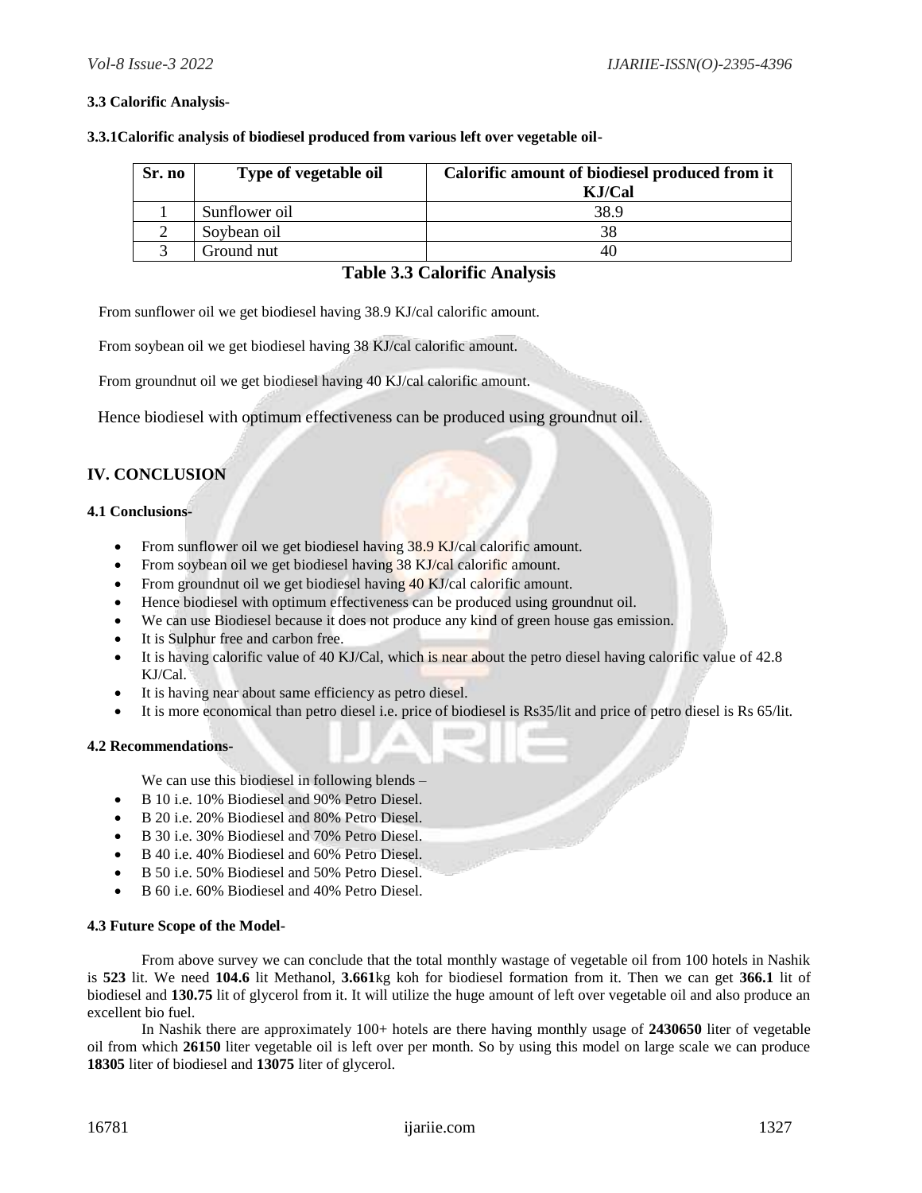### 3.3 Calorific Analysis-

#### 3.3.1Calorific analysis of biodiesel produced from various left over vegetable oil-

| Sr. no | Type of vegetable oil | Calorific amount of biodiesel produced from it KJ/Cal |
|---|---|---|
| 1 | Sunflower oil | 38.9 |
| 2 | Soybean oil | 38 |
| 3 | Ground nut | 40 |

**Table 3.3 Calorific Analysis**

From sunflower oil we get biodiesel having 38.9 KJ/cal calorific amount.

From soybean oil we get biodiesel having 38 KJ/cal calorific amount.

From groundnut oil we get biodiesel having 40 KJ/cal calorific amount.

Hence biodiesel with optimum effectiveness can be produced using groundnut oil.

## IV. CONCLUSION

### 4.1 Conclusions-

- From sunflower oil we get biodiesel having 38.9 KJ/cal calorific amount.
- From soybean oil we get biodiesel having 38 KJ/cal calorific amount.
- From groundnut oil we get biodiesel having 40 KJ/cal calorific amount.
- Hence biodiesel with optimum effectiveness can be produced using groundnut oil.
- We can use Biodiesel because it does not produce any kind of green house gas emission.
- It is Sulphur free and carbon free.
- It is having calorific value of 40 KJ/Cal, which is near about the petro diesel having calorific value of 42.8 KJ/Cal.
- It is having near about same efficiency as petro diesel.
- It is more economical than petro diesel i.e. price of biodiesel is Rs35/lit and price of petro diesel is Rs 65/lit.

### 4.2 Recommendations-

We can use this biodiesel in following blends –

- B 10 i.e. 10% Biodiesel and 90% Petro Diesel.
- B 20 i.e. 20% Biodiesel and 80% Petro Diesel.
- B 30 i.e. 30% Biodiesel and 70% Petro Diesel.
- B 40 i.e. 40% Biodiesel and 60% Petro Diesel.
- B 50 i.e. 50% Biodiesel and 50% Petro Diesel.
- B 60 i.e. 60% Biodiesel and 40% Petro Diesel.

### 4.3 Future Scope of the Model-

From above survey we can conclude that the total monthly wastage of vegetable oil from 100 hotels in Nashik is **523** lit. We need **104.6** lit Methanol, **3.661**kg koh for biodiesel formation from it. Then we can get **366.1** lit of biodiesel and **130.75** lit of glycerol from it. It will utilize the huge amount of left over vegetable oil and also produce an excellent bio fuel.

In Nashik there are approximately 100+ hotels are there having monthly usage of **2430650** liter of vegetable oil from which **26150** liter vegetable oil is left over per month. So by using this model on large scale we can produce **18305** liter of biodiesel and **13075** liter of glycerol.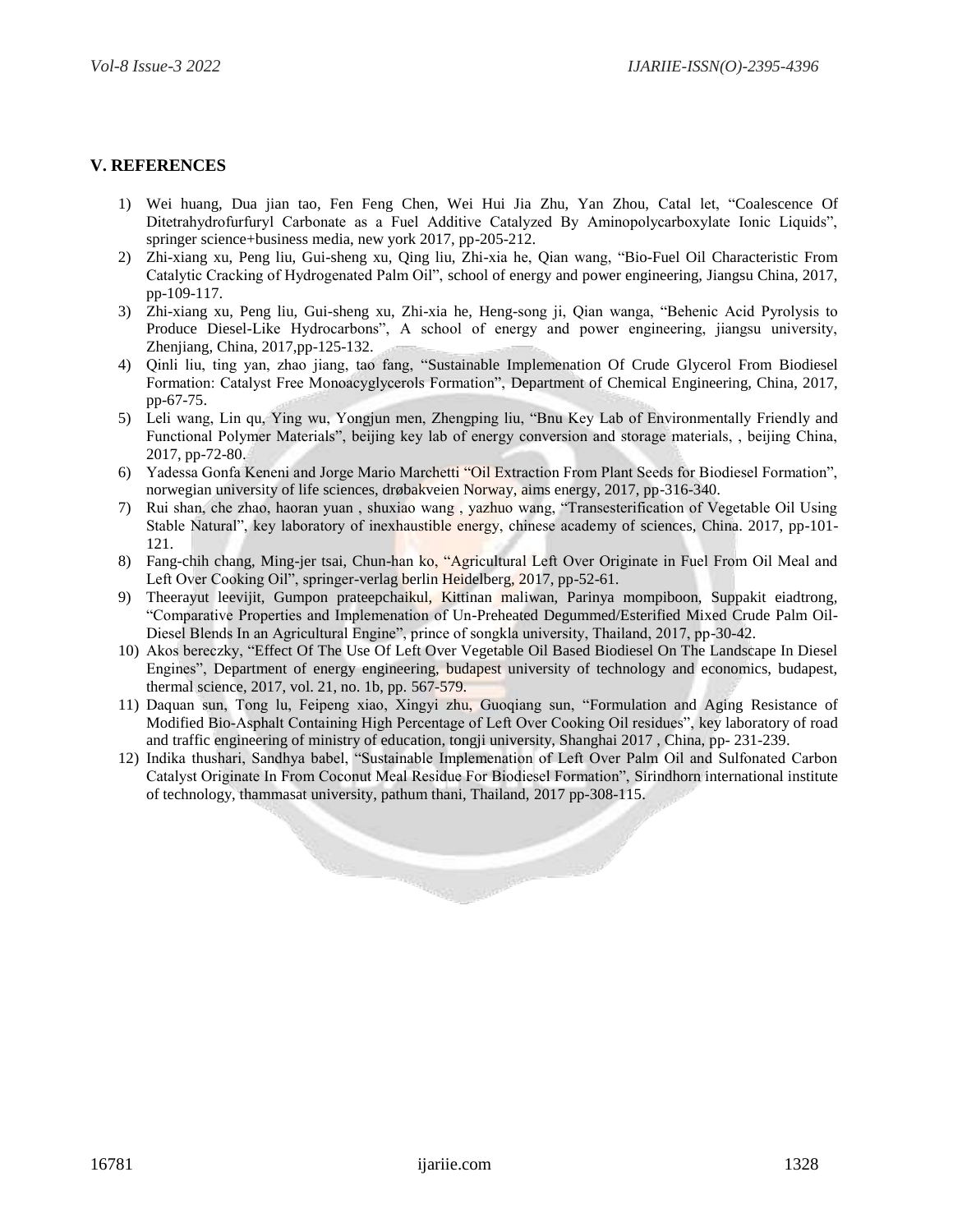## V. REFERENCES

1) Wei huang, Dua jian tao, Fen Feng Chen, Wei Hui Jia Zhu, Yan Zhou, Catal let, "Coalescence Of Ditetrahydrofurfuryl Carbonate as a Fuel Additive Catalyzed By Aminopolycarboxylate Ionic Liquids", springer science+business media, new york 2017, pp-205-212.
2) Zhi-xiang xu, Peng liu, Gui-sheng xu, Qing liu, Zhi-xia he, Qian wang, "Bio-Fuel Oil Characteristic From Catalytic Cracking of Hydrogenated Palm Oil", school of energy and power engineering, Jiangsu China, 2017, pp-109-117.
3) Zhi-xiang xu, Peng liu, Gui-sheng xu, Zhi-xia he, Heng-song ji, Qian wanga, "Behenic Acid Pyrolysis to Produce Diesel-Like Hydrocarbons", A school of energy and power engineering, jiangsu university, Zhenjiang, China, 2017,pp-125-132.
4) Qinli liu, ting yan, zhao jiang, tao fang, "Sustainable Implemenation Of Crude Glycerol From Biodiesel Formation: Catalyst Free Monoacyglycerols Formation", Department of Chemical Engineering, China, 2017, pp-67-75.
5) Leli wang, Lin qu, Ying wu, Yongjun men, Zhengping liu, "Bnu Key Lab of Environmentally Friendly and Functional Polymer Materials", beijing key lab of energy conversion and storage materials, , beijing China, 2017, pp-72-80.
6) Yadessa Gonfa Keneni and Jorge Mario Marchetti "Oil Extraction From Plant Seeds for Biodiesel Formation", norwegian university of life sciences, drøbakveien Norway, aims energy, 2017, pp-316-340.
7) Rui shan, che zhao, haoran yuan , shuxiao wang , yazhuo wang, "Transesterification of Vegetable Oil Using Stable Natural", key laboratory of inexhaustible energy, chinese academy of sciences, China. 2017, pp-101-121.
8) Fang-chih chang, Ming-jer tsai, Chun-han ko, "Agricultural Left Over Originate in Fuel From Oil Meal and Left Over Cooking Oil", springer-verlag berlin Heidelberg, 2017, pp-52-61.
9) Theerayut leevijit, Gumpon prateepchaikul, Kittinan maliwan, Parinya mompiboon, Suppakit eiadtrong, "Comparative Properties and Implemenation of Un-Preheated Degummed/Esterified Mixed Crude Palm Oil-Diesel Blends In an Agricultural Engine", prince of songkla university, Thailand, 2017, pp-30-42.
10) Akos bereczky, "Effect Of The Use Of Left Over Vegetable Oil Based Biodiesel On The Landscape In Diesel Engines", Department of energy engineering, budapest university of technology and economics, budapest, thermal science, 2017, vol. 21, no. 1b, pp. 567-579.
11) Daquan sun, Tong lu, Feipeng xiao, Xingyi zhu, Guoqiang sun, "Formulation and Aging Resistance of Modified Bio-Asphalt Containing High Percentage of Left Over Cooking Oil residues", key laboratory of road and traffic engineering of ministry of education, tongji university, Shanghai 2017 , China, pp- 231-239.
12) Indika thushari, Sandhya babel, "Sustainable Implemenation of Left Over Palm Oil and Sulfonated Carbon Catalyst Originate In From Coconut Meal Residue For Biodiesel Formation", Sirindhorn international institute of technology, thammasat university, pathum thani, Thailand, 2017 pp-308-115.